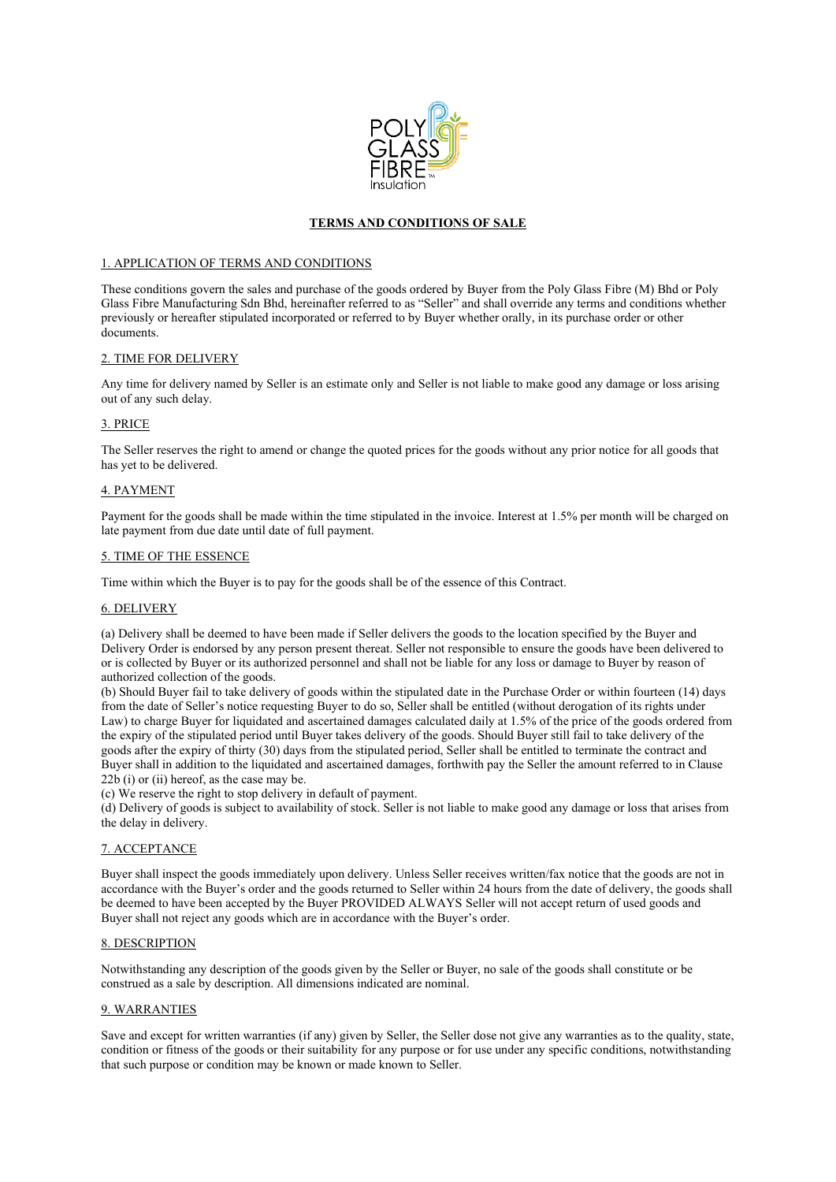# TERMS AND CONDITIONS OF SALE

## 1. APPLICATION OF TERMS AND CONDITIONS

These conditions govern the sales and purchase of the goods ordered by Buyer from the Poly Glass Fibre (M) Bhd or Poly Glass Fibre Manufacturing Sdn Bhd, hereinafter referred to as "Seller" and shall override any terms and conditions whether previously or hereafter stipulated incorporated or referred to by Buyer whether orally, in its purchase order or other documents.

## 2. TIME FOR DELIVERY

Any time for delivery named by Seller is an estimate only and Seller is not liable to make good any damage or loss arising out of any such delay.

## 3. PRICE

The Seller reserves the right to amend or change the quoted prices for the goods without any prior notice for all goods that has yet to be delivered.

## 4. PAYMENT

Payment for the goods shall be made within the time stipulated in the invoice. Interest at 1.5% per month will be charged on late payment from due date until date of full payment.

## 5. TIME OF THE ESSENCE

Time within which the Buyer is to pay for the goods shall be of the essence of this Contract.

## 6. DELIVERY

(a) Delivery shall be deemed to have been made if Seller delivers the goods to the location specified by the Buyer and Delivery Order is endorsed by any person present thereat. Seller not responsible to ensure the goods have been delivered to or is collected by Buyer or its authorized personnel and shall not be liable for any loss or damage to Buyer by reason of authorized collection of the goods.

(b) Should Buyer fail to take delivery of goods within the stipulated date in the Purchase Order or within fourteen (14) days from the date of Seller's notice requesting Buyer to do so, Seller shall be entitled (without derogation of its rights under Law) to charge Buyer for liquidated and ascertained damages calculated daily at 1.5% of the price of the goods ordered from the expiry of the stipulated period until Buyer takes delivery of the goods. Should Buyer still fail to take delivery of the goods after the expiry of thirty (30) days from the stipulated period, Seller shall be entitled to terminate the contract and Buyer shall in addition to the liquidated and ascertained damages, forthwith pay the Seller the amount referred to in Clause 22b (i) or (ii) hereof, as the case may be.

(c) We reserve the right to stop delivery in default of payment.

(d) Delivery of goods is subject to availability of stock. Seller is not liable to make good any damage or loss that arises from the delay in delivery.

## 7. ACCEPTANCE

Buyer shall inspect the goods immediately upon delivery. Unless Seller receives written/fax notice that the goods are not in accordance with the Buyer's order and the goods returned to Seller within 24 hours from the date of delivery, the goods shall be deemed to have been accepted by the Buyer PROVIDED ALWAYS Seller will not accept return of used goods and Buyer shall not reject any goods which are in accordance with the Buyer's order.

## 8. DESCRIPTION

Notwithstanding any description of the goods given by the Seller or Buyer, no sale of the goods shall constitute or be construed as a sale by description. All dimensions indicated are nominal.

## 9. WARRANTIES

Save and except for written warranties (if any) given by Seller, the Seller dose not give any warranties as to the quality, state, condition or fitness of the goods or their suitability for any purpose or for use under any specific conditions, notwithstanding that such purpose or condition may be known or made known to Seller.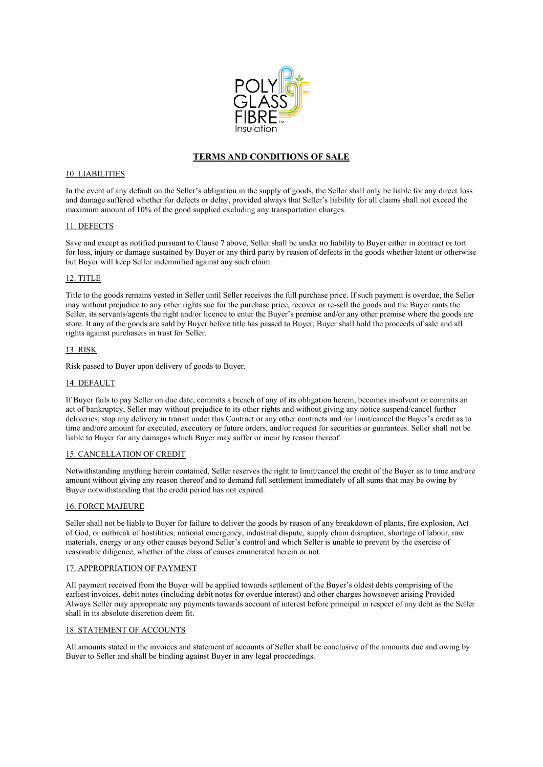# TERMS AND CONDITIONS OF SALE

## 10. LIABILITIES

In the event of any default on the Seller's obligation in the supply of goods, the Seller shall only be liable for any direct loss and damage suffered whether for defects or delay, provided always that Seller's liability for all claims shall not exceed the maximum amount of 10% of the good supplied excluding any transportation charges.

## 11. DEFECTS

Save and except as notified pursuant to Clause 7 above, Seller shall be under no liability to Buyer either in contract or tort for loss, injury or damage sustained by Buyer or any third party by reason of defects in the goods whether latent or otherwise but Buyer will keep Seller indemnified against any such claim.

## 12. TITLE

Title to the goods remains vested in Seller until Seller receives the full purchase price. If such payment is overdue, the Seller may without prejudice to any other rights sue for the purchase price, recover or re-sell the goods and the Buyer rants the Seller, its servants/agents the right and/or licence to enter the Buyer's premise and/or any other premise where the goods are store. It any of the goods are sold by Buyer before title has passed to Buyer, Buyer shall hold the proceeds of sale and all rights against purchasers in trust for Seller.

## 13. RISK

Risk passed to Buyer upon delivery of goods to Buyer.

## 14. DEFAULT

If Buyer fails to pay Seller on due date, commits a breach of any of its obligation herein, becomes insolvent or commits an act of bankruptcy, Seller may without prejudice to its other rights and without giving any notice suspend/cancel further deliveries, stop any delivery in transit under this Contract or any other contracts and /or limit/cancel the Buyer's credit as to time and/ore amount for executed, executory or future orders, and/or request for securities or guarantees. Seller shall not be liable to Buyer for any damages which Buyer may suffer or incur by reason thereof.

## 15. CANCELLATION OF CREDIT

Notwithstanding anything herein contained, Seller reserves the right to limit/cancel the credit of the Buyer as to time and/ore amount without giving any reason thereof and to demand full settlement immediately of all sums that may be owing by Buyer notwithstanding that the credit period has not expired.

## 16. FORCE MAJEURE

Seller shall not be liable to Buyer for failure to deliver the goods by reason of any breakdown of plants, fire explosion, Act of God, or outbreak of hostilities, national emergency, industrial dispute, supply chain disruption, shortage of labour, raw materials, energy or any other causes beyond Seller's control and which Seller is unable to prevent by the exercise of reasonable diligence, whether of the class of causes enumerated herein or not.

## 17. APPROPRIATION OF PAYMENT

All payment received from the Buyer will be applied towards settlement of the Buyer's oldest debts comprising of the earliest invoices, debit notes (including debit notes for overdue interest) and other charges howsoever arising Provided Always Seller may appropriate any payments towards account of interest before principal in respect of any debt as the Seller shall in its absolute discretion deem fit.

## 18. STATEMENT OF ACCOUNTS

All amounts stated in the invoices and statement of accounts of Seller shall be conclusive of the amounts due and owing by Buyer to Seller and shall be binding against Buyer in any legal proceedings.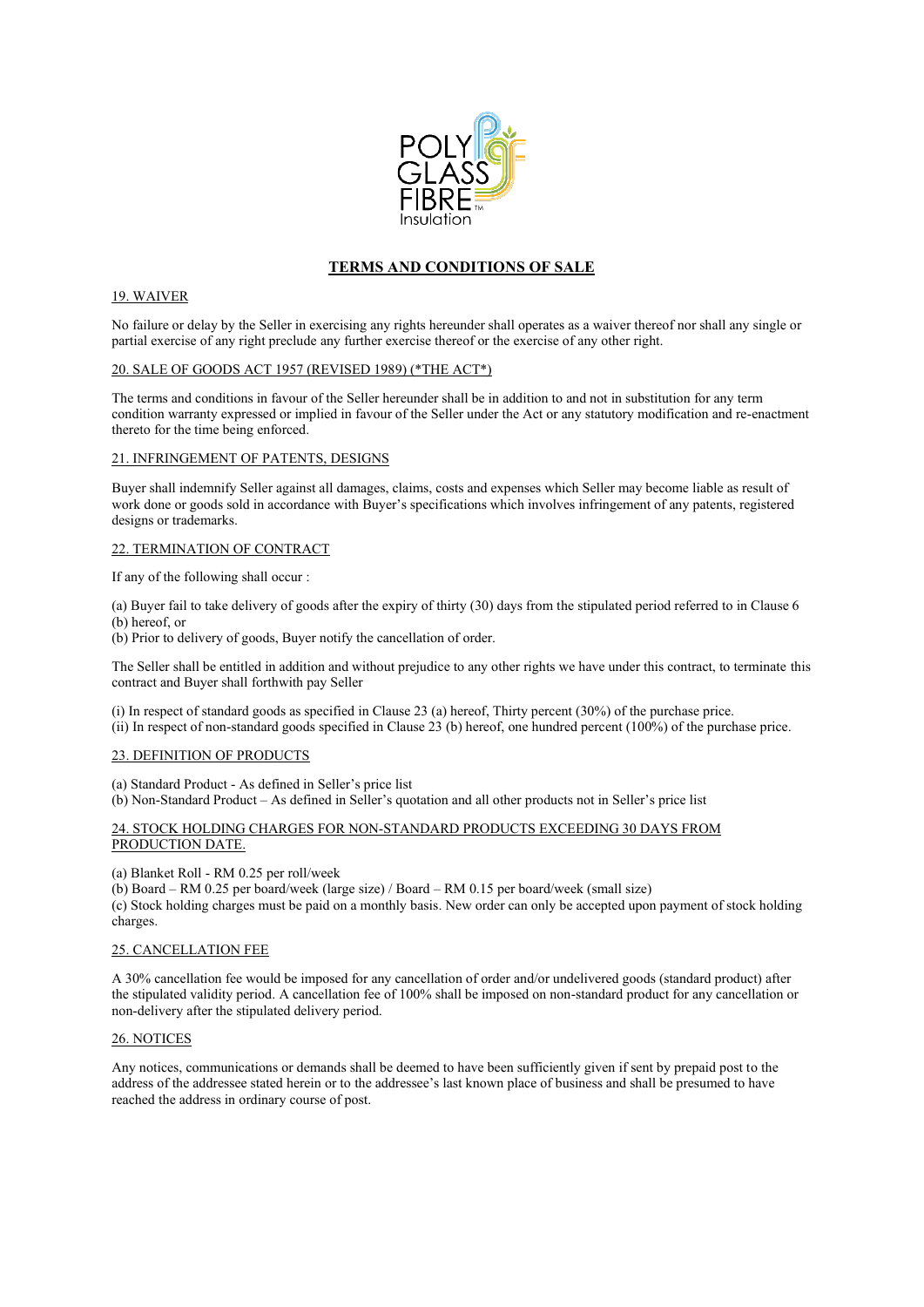POLY GLASS FIBRE Insulation

# TERMS AND CONDITIONS OF SALE

## 19. WAIVER

No failure or delay by the Seller in exercising any rights hereunder shall operates as a waiver thereof nor shall any single or partial exercise of any right preclude any further exercise thereof or the exercise of any other right.

## 20. SALE OF GOODS ACT 1957 (REVISED 1989) (*THE ACT*)

The terms and conditions in favour of the Seller hereunder shall be in addition to and not in substitution for any term condition warranty expressed or implied in favour of the Seller under the Act or any statutory modification and re-enactment thereto for the time being enforced.

## 21. INFRINGEMENT OF PATENTS, DESIGNS

Buyer shall indemnify Seller against all damages, claims, costs and expenses which Seller may become liable as result of work done or goods sold in accordance with Buyer's specifications which involves infringement of any patents, registered designs or trademarks.

## 22. TERMINATION OF CONTRACT

If any of the following shall occur :

(a) Buyer fail to take delivery of goods after the expiry of thirty (30) days from the stipulated period referred to in Clause 6 (b) hereof, or
(b) Prior to delivery of goods, Buyer notify the cancellation of order.

The Seller shall be entitled in addition and without prejudice to any other rights we have under this contract, to terminate this contract and Buyer shall forthwith pay Seller

(i) In respect of standard goods as specified in Clause 23 (a) hereof, Thirty percent (30%) of the purchase price.
(ii) In respect of non-standard goods specified in Clause 23 (b) hereof, one hundred percent (100%) of the purchase price.

## 23. DEFINITION OF PRODUCTS

(a) Standard Product - As defined in Seller's price list
(b) Non-Standard Product – As defined in Seller's quotation and all other products not in Seller's price list

## 24. STOCK HOLDING CHARGES FOR NON-STANDARD PRODUCTS EXCEEDING 30 DAYS FROM PRODUCTION DATE.

(a) Blanket Roll - RM 0.25 per roll/week
(b) Board – RM 0.25 per board/week (large size) / Board – RM 0.15 per board/week (small size)
(c) Stock holding charges must be paid on a monthly basis. New order can only be accepted upon payment of stock holding charges.

## 25. CANCELLATION FEE

A 30% cancellation fee would be imposed for any cancellation of order and/or undelivered goods (standard product) after the stipulated validity period. A cancellation fee of 100% shall be imposed on non-standard product for any cancellation or non-delivery after the stipulated delivery period.

## 26. NOTICES

Any notices, communications or demands shall be deemed to have been sufficiently given if sent by prepaid post to the address of the addressee stated herein or to the addressee's last known place of business and shall be presumed to have reached the address in ordinary course of post.